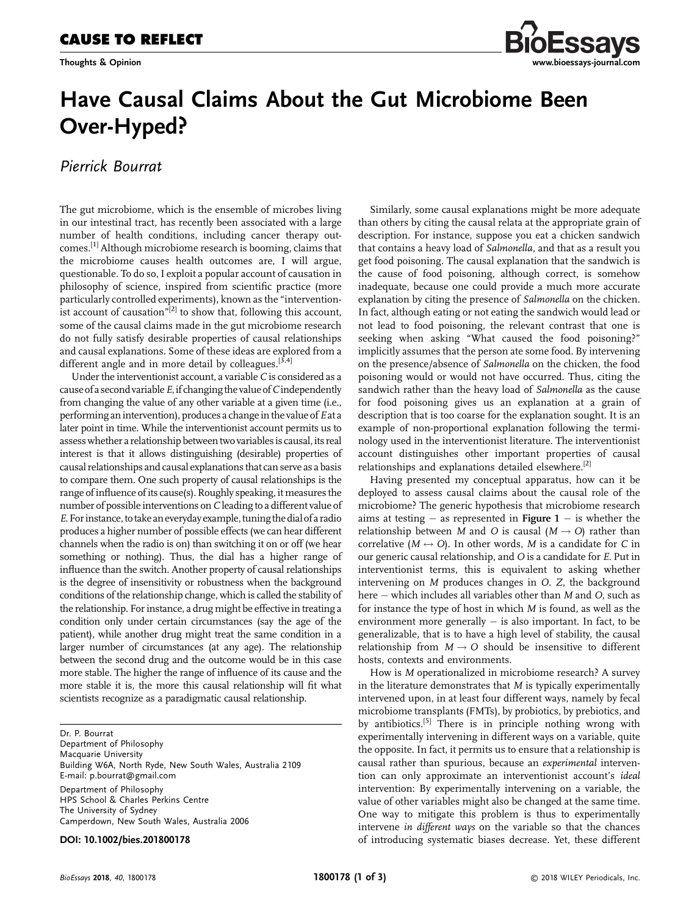**CAUSE TO REFLECT**

**Thoughts & Opinion**

# Have Causal Claims About the Gut Microbiome Been Over-Hyped?

*Pierrick Bourrat*

The gut microbiome, which is the ensemble of microbes living in our intestinal tract, has recently been associated with a large number of health conditions, including cancer therapy outcomes.[1] Although microbiome research is booming, claims that the microbiome causes health outcomes are, I will argue, questionable. To do so, I exploit a popular account of causation in philosophy of science, inspired from scientific practice (more particularly controlled experiments), known as the "interventionist account of causation"[2] to show that, following this account, some of the causal claims made in the gut microbiome research do not fully satisfy desirable properties of causal relationships and causal explanations. Some of these ideas are explored from a different angle and in more detail by colleagues.[3,4]

Under the interventionist account, a variable *C* is considered as a cause of a second variable *E*, if changing the value of *C* independently from changing the value of any other variable at a given time (i.e., performing an intervention), produces a change in the value of *E* at a later point in time. While the interventionist account permits us to assess whether a relationship between two variables is causal, its real interest is that it allows distinguishing (desirable) properties of causal relationships and causal explanations that can serve as a basis to compare them. One such property of causal relationships is the range of influence of its cause(s). Roughly speaking, it measures the number of possible interventions on *C* leading to a different value of *E*. For instance, to take an everyday example, tuning the dial of a radio produces a higher number of possible effects (we can hear different channels when the radio is on) than switching it on or off (we hear something or nothing). Thus, the dial has a higher range of influence than the switch. Another property of causal relationships is the degree of insensitivity or robustness when the background conditions of the relationship change, which is called the stability of the relationship. For instance, a drug might be effective in treating a condition only under certain circumstances (say the age of the patient), while another drug might treat the same condition in a larger number of circumstances (at any age). The relationship between the second drug and the outcome would be in this case more stable. The higher the range of influence of its cause and the more stable it is, the more this causal relationship will fit what scientists recognize as a paradigmatic causal relationship.

Dr. P. Bourrat
Department of Philosophy
Macquarie University
Building W6A, North Ryde, New South Wales, Australia 2109
E-mail: p.bourrat@gmail.com

Department of Philosophy
HPS School & Charles Perkins Centre
The University of Sydney
Camperdown, New South Wales, Australia 2006

**DOI: 10.1002/bies.201800178**

Similarly, some causal explanations might be more adequate than others by citing the causal relata at the appropriate grain of description. For instance, suppose you eat a chicken sandwich that contains a heavy load of *Salmonella*, and that as a result you get food poisoning. The causal explanation that the sandwich is the cause of food poisoning, although correct, is somehow inadequate, because one could provide a much more accurate explanation by citing the presence of *Salmonella* on the chicken. In fact, although eating or not eating the sandwich would lead or not lead to food poisoning, the relevant contrast that one is seeking when asking "What caused the food poisoning?" implicitly assumes that the person ate some food. By intervening on the presence/absence of *Salmonella* on the chicken, the food poisoning would or would not have occurred. Thus, citing the sandwich rather than the heavy load of *Salmonella* as the cause for food poisoning gives us an explanation at a grain of description that is too coarse for the explanation sought. It is an example of non-proportional explanation following the terminology used in the interventionist literature. The interventionist account distinguishes other important properties of causal relationships and explanations detailed elsewhere.[2]

Having presented my conceptual apparatus, how can it be deployed to assess causal claims about the causal role of the microbiome? The generic hypothesis that microbiome research aims at testing – as represented in **Figure 1** – is whether the relationship between *M* and *O* is causal ($M \rightarrow O$) rather than correlative ($M \leftrightarrow O$). In other words, *M* is a candidate for *C* in our generic causal relationship, and *O* is a candidate for *E*. Put in interventionist terms, this is equivalent to asking whether intervening on *M* produces changes in *O*. *Z*, the background here – which includes all variables other than *M* and *O*, such as for instance the type of host in which *M* is found, as well as the environment more generally – is also important. In fact, to be generalizable, that is to have a high level of stability, the causal relationship from $M \rightarrow O$ should be insensitive to different hosts, contexts and environments.

How is *M* operationalized in microbiome research? A survey in the literature demonstrates that *M* is typically experimentally intervened upon, in at least four different ways, namely by fecal microbiome transplants (FMTs), by probiotics, by prebiotics, and by antibiotics.[5] There is in principle nothing wrong with experimentally intervening in different ways on a variable, quite the opposite. In fact, it permits us to ensure that a relationship is causal rather than spurious, because an *experimental* intervention can only approximate an interventionist account's *ideal* intervention: By experimentally intervening on a variable, the value of other variables might also be changed at the same time. One way to mitigate this problem is thus to experimentally intervene *in different ways* on the variable so that the chances of introducing systematic biases decrease. Yet, these different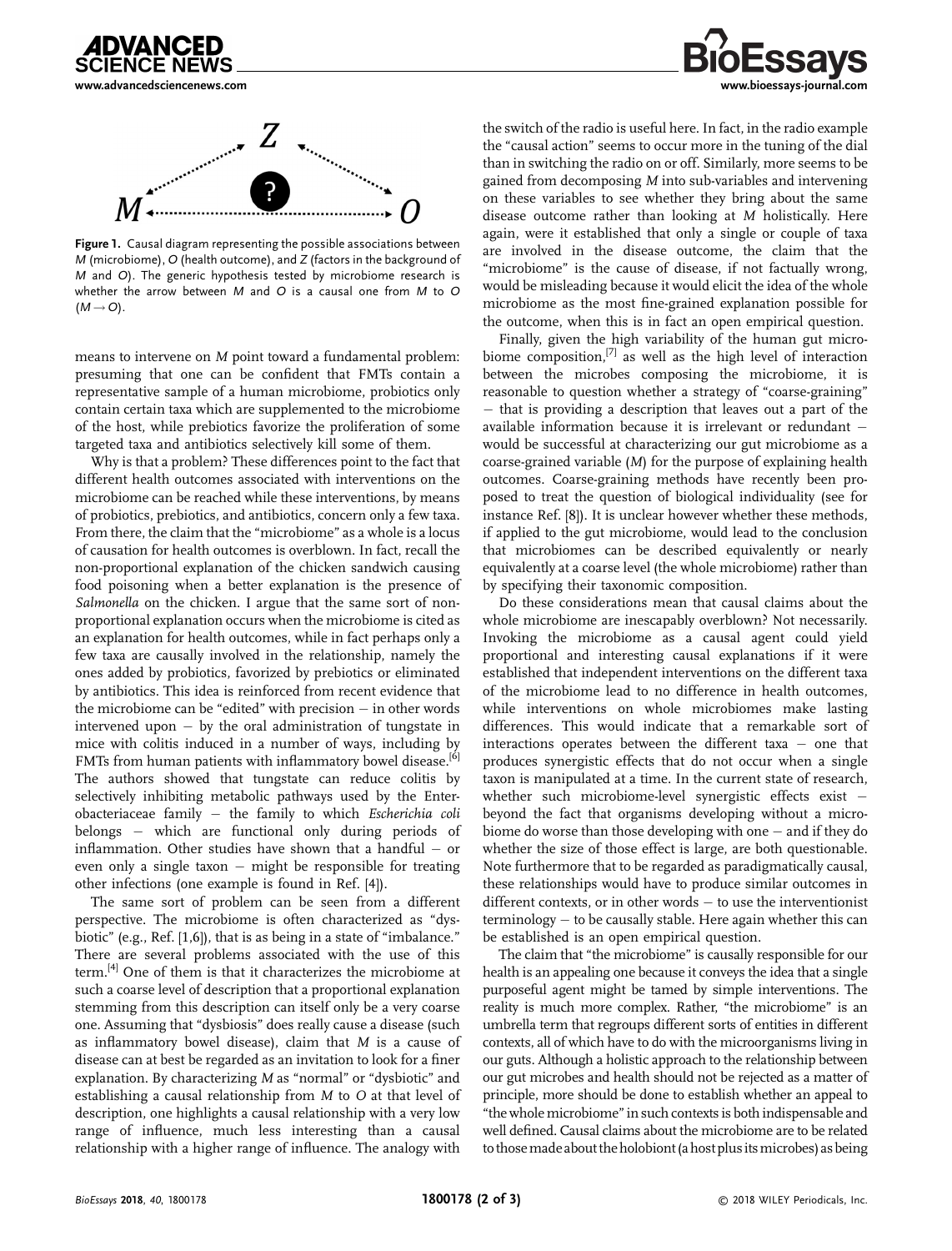**Figure 1.** Causal diagram representing the possible associations between $M$ (microbiome), $O$ (health outcome), and $Z$ (factors in the background of $M$ and $O$). The generic hypothesis tested by microbiome research is whether the arrow between $M$ and $O$ is a causal one from $M$ to $O$ ($M \rightarrow O$).

means to intervene on $M$ point toward a fundamental problem: presuming that one can be confident that FMTs contain a representative sample of a human microbiome, probiotics only contain certain taxa which are supplemented to the microbiome of the host, while prebiotics favorize the proliferation of some targeted taxa and antibiotics selectively kill some of them.

Why is that a problem? These differences point to the fact that different health outcomes associated with interventions on the microbiome can be reached while these interventions, by means of probiotics, prebiotics, and antibiotics, concern only a few taxa. From there, the claim that the "microbiome" as a whole is a locus of causation for health outcomes is overblown. In fact, recall the non-proportional explanation of the chicken sandwich causing food poisoning when a better explanation is the presence of *Salmonella* on the chicken. I argue that the same sort of non-proportional explanation occurs when the microbiome is cited as an explanation for health outcomes, while in fact perhaps only a few taxa are causally involved in the relationship, namely the ones added by probiotics, favorized by prebiotics or eliminated by antibiotics. This idea is reinforced from recent evidence that the microbiome can be "edited" with precision – in other words intervened upon – by the oral administration of tungstate in mice with colitis induced in a number of ways, including by FMTs from human patients with inflammatory bowel disease.[6] The authors showed that tungstate can reduce colitis by selectively inhibiting metabolic pathways used by the Enterobacteriaceae family – the family to which *Escherichia coli* belongs – which are functional only during periods of inflammation. Other studies have shown that a handful – or even only a single taxon – might be responsible for treating other infections (one example is found in Ref. [4]).

The same sort of problem can be seen from a different perspective. The microbiome is often characterized as "dysbiotic" (e.g., Ref. [1,6]), that is as being in a state of "imbalance." There are several problems associated with the use of this term.[4] One of them is that it characterizes the microbiome at such a coarse level of description that a proportional explanation stemming from this description can itself only be a very coarse one. Assuming that "dysbiosis" does really cause a disease (such as inflammatory bowel disease), claim that $M$ is a cause of disease can at best be regarded as an invitation to look for a finer explanation. By characterizing $M$ as "normal" or "dysbiotic" and establishing a causal relationship from $M$ to $O$ at that level of description, one highlights a causal relationship with a very low range of influence, much less interesting than a causal relationship with a higher range of influence. The analogy with the switch of the radio is useful here. In fact, in the radio example the "causal action" seems to occur more in the tuning of the dial than in switching the radio on or off. Similarly, more seems to be gained from decomposing $M$ into sub-variables and intervening on these variables to see whether they bring about the same disease outcome rather than looking at $M$ holistically. Here again, were it established that only a single or couple of taxa are involved in the disease outcome, the claim that the "microbiome" is the cause of disease, if not factually wrong, would be misleading because it would elicit the idea of the whole microbiome as the most fine-grained explanation possible for the outcome, when this is in fact an open empirical question.

Finally, given the high variability of the human gut microbiome composition,[7] as well as the high level of interaction between the microbes composing the microbiome, it is reasonable to question whether a strategy of "coarse-graining" – that is providing a description that leaves out a part of the available information because it is irrelevant or redundant – would be successful at characterizing our gut microbiome as a coarse-grained variable ($M$) for the purpose of explaining health outcomes. Coarse-graining methods have recently been proposed to treat the question of biological individuality (see for instance Ref. [8]). It is unclear however whether these methods, if applied to the gut microbiome, would lead to the conclusion that microbiomes can be described equivalently or nearly equivalently at a coarse level (the whole microbiome) rather than by specifying their taxonomic composition.

Do these considerations mean that causal claims about the whole microbiome are inescapably overblown? Not necessarily. Invoking the microbiome as a causal agent could yield proportional and interesting causal explanations if it were established that independent interventions on the different taxa of the microbiome lead to no difference in health outcomes, while interventions on whole microbiomes make lasting differences. This would indicate that a remarkable sort of interactions operates between the different taxa – one that produces synergistic effects that do not occur when a single taxon is manipulated at a time. In the current state of research, whether such microbiome-level synergistic effects exist – beyond the fact that organisms developing without a microbiome do worse than those developing with one – and if they do whether the size of those effect is large, are both questionable. Note furthermore that to be regarded as paradigmatically causal, these relationships would have to produce similar outcomes in different contexts, or in other words – to use the interventionist terminology – to be causally stable. Here again whether this can be established is an open empirical question.

The claim that "the microbiome" is causally responsible for our health is an appealing one because it conveys the idea that a single purposeful agent might be tamed by simple interventions. The reality is much more complex. Rather, "the microbiome" is an umbrella term that regroups different sorts of entities in different contexts, all of which have to do with the microorganisms living in our guts. Although a holistic approach to the relationship between our gut microbes and health should not be rejected as a matter of principle, more should be done to establish whether an appeal to "the whole microbiome" in such contexts is both indispensable and well defined. Causal claims about the microbiome are to be related to those made about the holobiont (a host plus its microbes) as being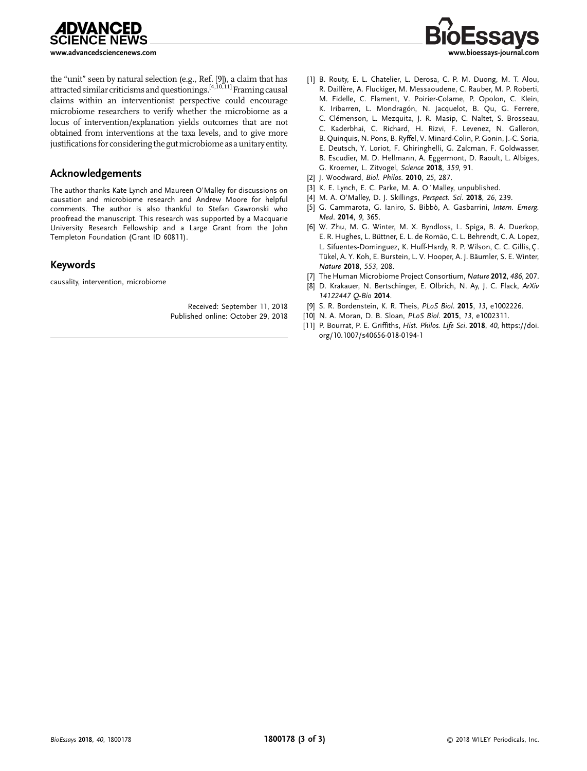the "unit" seen by natural selection (e.g., Ref. [9]), a claim that has attracted similar criticisms and questionings.[4,10,11] Framing causal claims within an interventionist perspective could encourage microbiome researchers to verify whether the microbiome as a locus of intervention/explanation yields outcomes that are not obtained from interventions at the taxa levels, and to give more justifications for considering the gut microbiome as a unitary entity.

## Acknowledgements

The author thanks Kate Lynch and Maureen O'Malley for discussions on causation and microbiome research and Andrew Moore for helpful comments. The author is also thankful to Stefan Gawronski who proofread the manuscript. This research was supported by a Macquarie University Research Fellowship and a Large Grant from the John Templeton Foundation (Grant ID 60811).

## Keywords

causality, intervention, microbiome

Received: September 11, 2018
Published online: October 29, 2018

[1] B. Routy, E. L. Chatelier, L. Derosa, C. P. M. Duong, M. T. Alou, R. Daillère, A. Fluckiger, M. Messaoudene, C. Rauber, M. P. Roberti, M. Fidelle, C. Flament, V. Poirier-Colame, P. Opolon, C. Klein, K. Iribarren, L. Mondragón, N. Jacquelot, B. Qu, G. Ferrere, C. Clémenson, L. Mezquita, J. R. Masip, C. Naltet, S. Brosseau, C. Kaderbhai, C. Richard, H. Rizvi, F. Levenez, N. Galleron, B. Quinquis, N. Pons, B. Ryffel, V. Minard-Colin, P. Gonin, J.-C. Soria, E. Deutsch, Y. Loriot, F. Ghiringhelli, G. Zalcman, F. Goldwasser, B. Escudier, M. D. Hellmann, A. Eggermont, D. Raoult, L. Albiges, G. Kroemer, L. Zitvogel, *Science* **2018**, *359*, 91.

[2] J. Woodward, *Biol. Philos.* **2010**, *25*, 287.

[3] K. E. Lynch, E. C. Parke, M. A. O´Malley, unpublished.

[4] M. A. O'Malley, D. J. Skillings, *Perspect. Sci.* **2018**, *26*, 239.

[5] G. Cammarota, G. Ianiro, S. Bibbò, A. Gasbarrini, *Intern. Emerg. Med.* **2014**, *9*, 365.

[6] W. Zhu, M. G. Winter, M. X. Byndloss, L. Spiga, B. A. Duerkop, E. R. Hughes, L. Büttner, E. L. de Romão, C. L. Behrendt, C. A. Lopez, L. Sifuentes-Dominguez, K. Huff-Hardy, R. P. Wilson, C. C. Gillis, Ç. Tükel, A. Y. Koh, E. Burstein, L. V. Hooper, A. J. Bäumler, S. E. Winter, *Nature* **2018**, *553*, 208.

[7] The Human Microbiome Project Consortium, *Nature* **2012**, *486*, 207.

[8] D. Krakauer, N. Bertschinger, E. Olbrich, N. Ay, J. C. Flack, *ArXiv 14122447 Q-Bio* **2014**.

[9] S. R. Bordenstein, K. R. Theis, *PLoS Biol.* **2015**, *13*, e1002226.

[10] N. A. Moran, D. B. Sloan, *PLoS Biol.* **2015**, *13*, e1002311.

[11] P. Bourrat, P. E. Griffiths, *Hist. Philos. Life Sci.* **2018**, *40*, https://doi.org/10.1007/s40656-018-0194-1